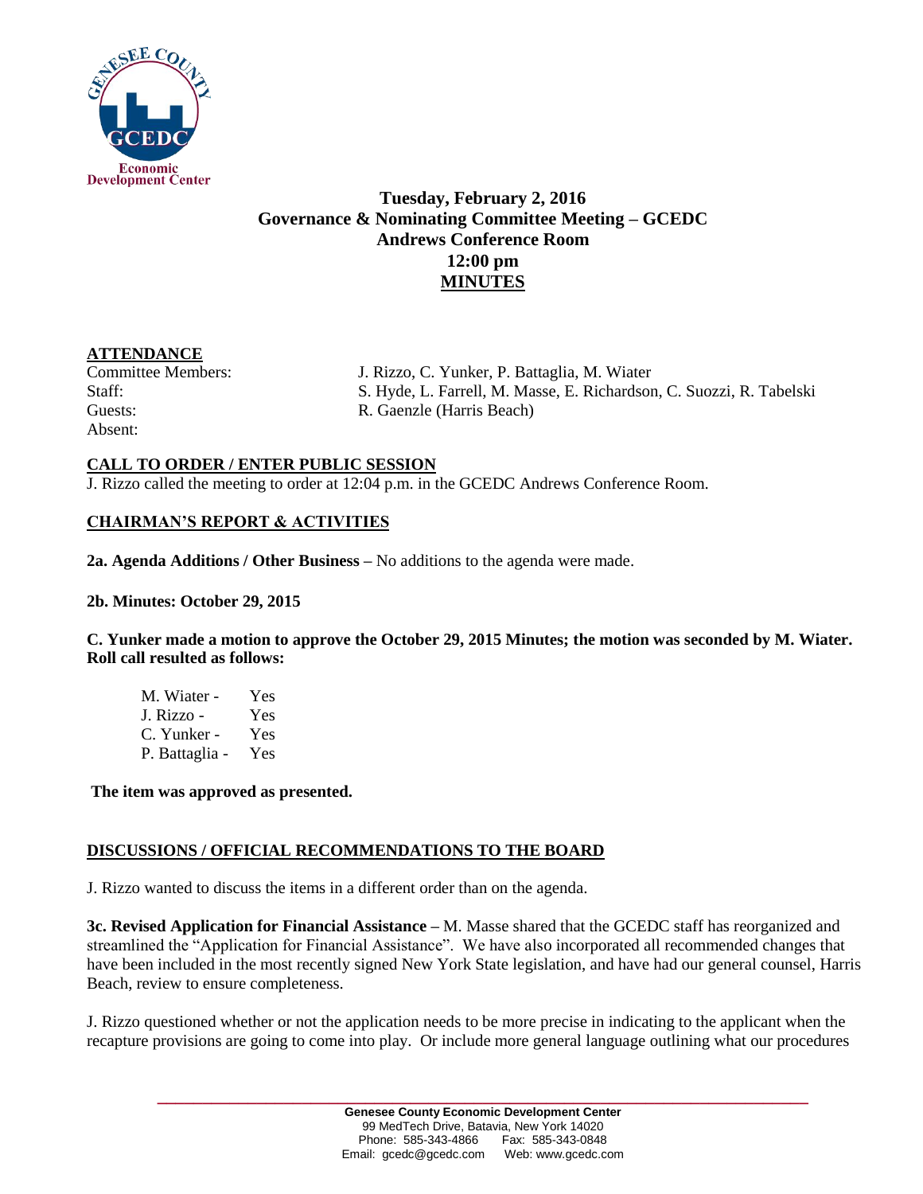**Tuesday, February 2, 2016**
**Governance & Nominating Committee Meeting – GCEDC**
**Andrews Conference Room**
**12:00 pm**
**MINUTES**

## ATTENDANCE

| | |
|---|---|
| Committee Members: | J. Rizzo, C. Yunker, P. Battaglia, M. Wiater |
| Staff: | S. Hyde, L. Farrell, M. Masse, E. Richardson, C. Suozzi, R. Tabelski |
| Guests: | R. Gaenzle (Harris Beach) |
| Absent: | |

## CALL TO ORDER / ENTER PUBLIC SESSION

J. Rizzo called the meeting to order at 12:04 p.m. in the GCEDC Andrews Conference Room.

## CHAIRMAN'S REPORT & ACTIVITIES

**2a. Agenda Additions / Other Business –** No additions to the agenda were made.

**2b. Minutes: October 29, 2015**

**C. Yunker made a motion to approve the October 29, 2015 Minutes; the motion was seconded by M. Wiater. Roll call resulted as follows:**

| | |
|---|---|
| M. Wiater - | Yes |
| J. Rizzo - | Yes |
| C. Yunker - | Yes |
| P. Battaglia - | Yes |

**The item was approved as presented.**

## DISCUSSIONS / OFFICIAL RECOMMENDATIONS TO THE BOARD

J. Rizzo wanted to discuss the items in a different order than on the agenda.

**3c. Revised Application for Financial Assistance –** M. Masse shared that the GCEDC staff has reorganized and streamlined the "Application for Financial Assistance". We have also incorporated all recommended changes that have been included in the most recently signed New York State legislation, and have had our general counsel, Harris Beach, review to ensure completeness.

J. Rizzo questioned whether or not the application needs to be more precise in indicating to the applicant when the recapture provisions are going to come into play. Or include more general language outlining what our procedures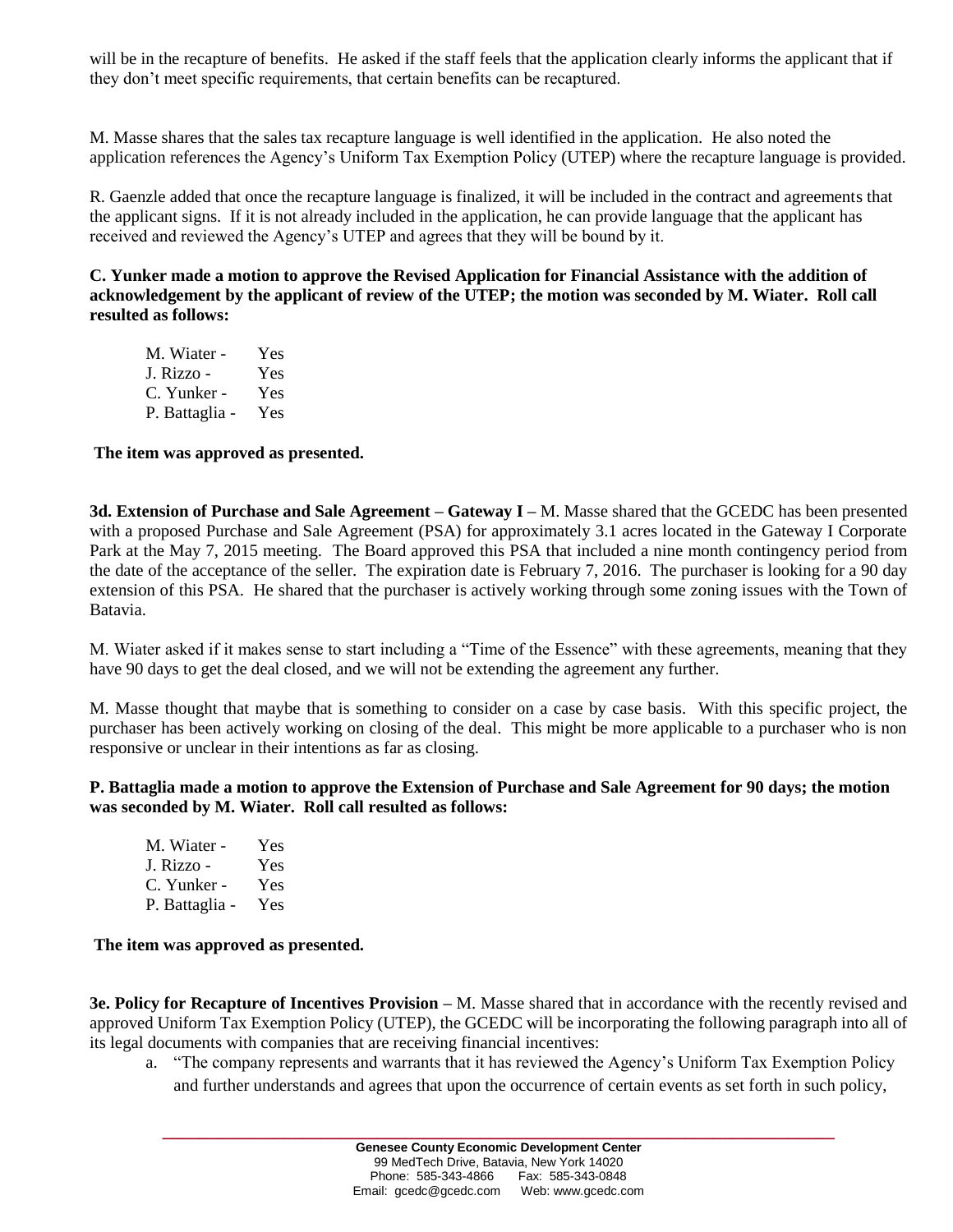will be in the recapture of benefits. He asked if the staff feels that the application clearly informs the applicant that if they don't meet specific requirements, that certain benefits can be recaptured.

M. Masse shares that the sales tax recapture language is well identified in the application. He also noted the application references the Agency's Uniform Tax Exemption Policy (UTEP) where the recapture language is provided.

R. Gaenzle added that once the recapture language is finalized, it will be included in the contract and agreements that the applicant signs. If it is not already included in the application, he can provide language that the applicant has received and reviewed the Agency's UTEP and agrees that they will be bound by it.

**C. Yunker made a motion to approve the Revised Application for Financial Assistance with the addition of acknowledgement by the applicant of review of the UTEP; the motion was seconded by M. Wiater. Roll call resulted as follows:**

M. Wiater - Yes
J. Rizzo - Yes
C. Yunker - Yes
P. Battaglia - Yes

**The item was approved as presented.**

**3d. Extension of Purchase and Sale Agreement – Gateway I –** M. Masse shared that the GCEDC has been presented with a proposed Purchase and Sale Agreement (PSA) for approximately 3.1 acres located in the Gateway I Corporate Park at the May 7, 2015 meeting. The Board approved this PSA that included a nine month contingency period from the date of the acceptance of the seller. The expiration date is February 7, 2016. The purchaser is looking for a 90 day extension of this PSA. He shared that the purchaser is actively working through some zoning issues with the Town of Batavia.

M. Wiater asked if it makes sense to start including a "Time of the Essence" with these agreements, meaning that they have 90 days to get the deal closed, and we will not be extending the agreement any further.

M. Masse thought that maybe that is something to consider on a case by case basis. With this specific project, the purchaser has been actively working on closing of the deal. This might be more applicable to a purchaser who is non responsive or unclear in their intentions as far as closing.

**P. Battaglia made a motion to approve the Extension of Purchase and Sale Agreement for 90 days; the motion was seconded by M. Wiater. Roll call resulted as follows:**

M. Wiater - Yes
J. Rizzo - Yes
C. Yunker - Yes
P. Battaglia - Yes

**The item was approved as presented.**

**3e. Policy for Recapture of Incentives Provision –** M. Masse shared that in accordance with the recently revised and approved Uniform Tax Exemption Policy (UTEP), the GCEDC will be incorporating the following paragraph into all of its legal documents with companies that are receiving financial incentives:

a. "The company represents and warrants that it has reviewed the Agency's Uniform Tax Exemption Policy and further understands and agrees that upon the occurrence of certain events as set forth in such policy,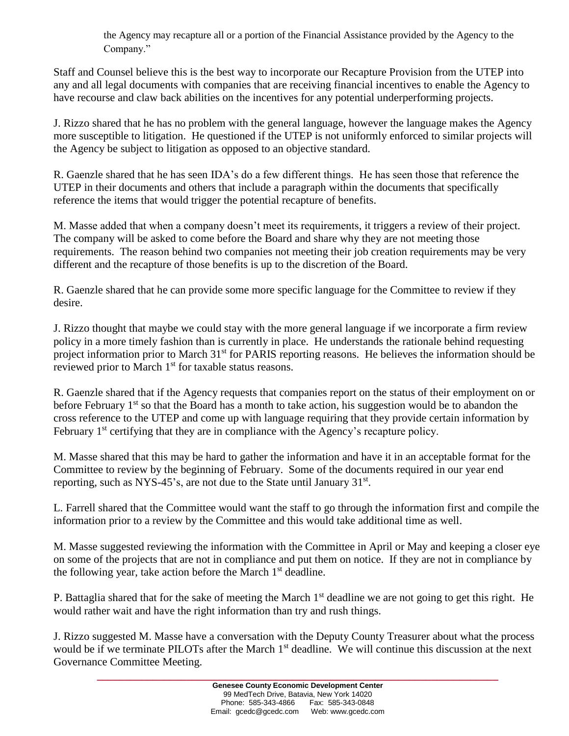the Agency may recapture all or a portion of the Financial Assistance provided by the Agency to the Company."

Staff and Counsel believe this is the best way to incorporate our Recapture Provision from the UTEP into any and all legal documents with companies that are receiving financial incentives to enable the Agency to have recourse and claw back abilities on the incentives for any potential underperforming projects.

J. Rizzo shared that he has no problem with the general language, however the language makes the Agency more susceptible to litigation. He questioned if the UTEP is not uniformly enforced to similar projects will the Agency be subject to litigation as opposed to an objective standard.

R. Gaenzle shared that he has seen IDA's do a few different things. He has seen those that reference the UTEP in their documents and others that include a paragraph within the documents that specifically reference the items that would trigger the potential recapture of benefits.

M. Masse added that when a company doesn't meet its requirements, it triggers a review of their project. The company will be asked to come before the Board and share why they are not meeting those requirements. The reason behind two companies not meeting their job creation requirements may be very different and the recapture of those benefits is up to the discretion of the Board.

R. Gaenzle shared that he can provide some more specific language for the Committee to review if they desire.

J. Rizzo thought that maybe we could stay with the more general language if we incorporate a firm review policy in a more timely fashion than is currently in place. He understands the rationale behind requesting project information prior to March 31st for PARIS reporting reasons. He believes the information should be reviewed prior to March 1st for taxable status reasons.

R. Gaenzle shared that if the Agency requests that companies report on the status of their employment on or before February 1st so that the Board has a month to take action, his suggestion would be to abandon the cross reference to the UTEP and come up with language requiring that they provide certain information by February 1st certifying that they are in compliance with the Agency's recapture policy.

M. Masse shared that this may be hard to gather the information and have it in an acceptable format for the Committee to review by the beginning of February. Some of the documents required in our year end reporting, such as NYS-45's, are not due to the State until January 31st.

L. Farrell shared that the Committee would want the staff to go through the information first and compile the information prior to a review by the Committee and this would take additional time as well.

M. Masse suggested reviewing the information with the Committee in April or May and keeping a closer eye on some of the projects that are not in compliance and put them on notice. If they are not in compliance by the following year, take action before the March 1st deadline.

P. Battaglia shared that for the sake of meeting the March 1st deadline we are not going to get this right. He would rather wait and have the right information than try and rush things.

J. Rizzo suggested M. Masse have a conversation with the Deputy County Treasurer about what the process would be if we terminate PILOTs after the March 1st deadline. We will continue this discussion at the next Governance Committee Meeting.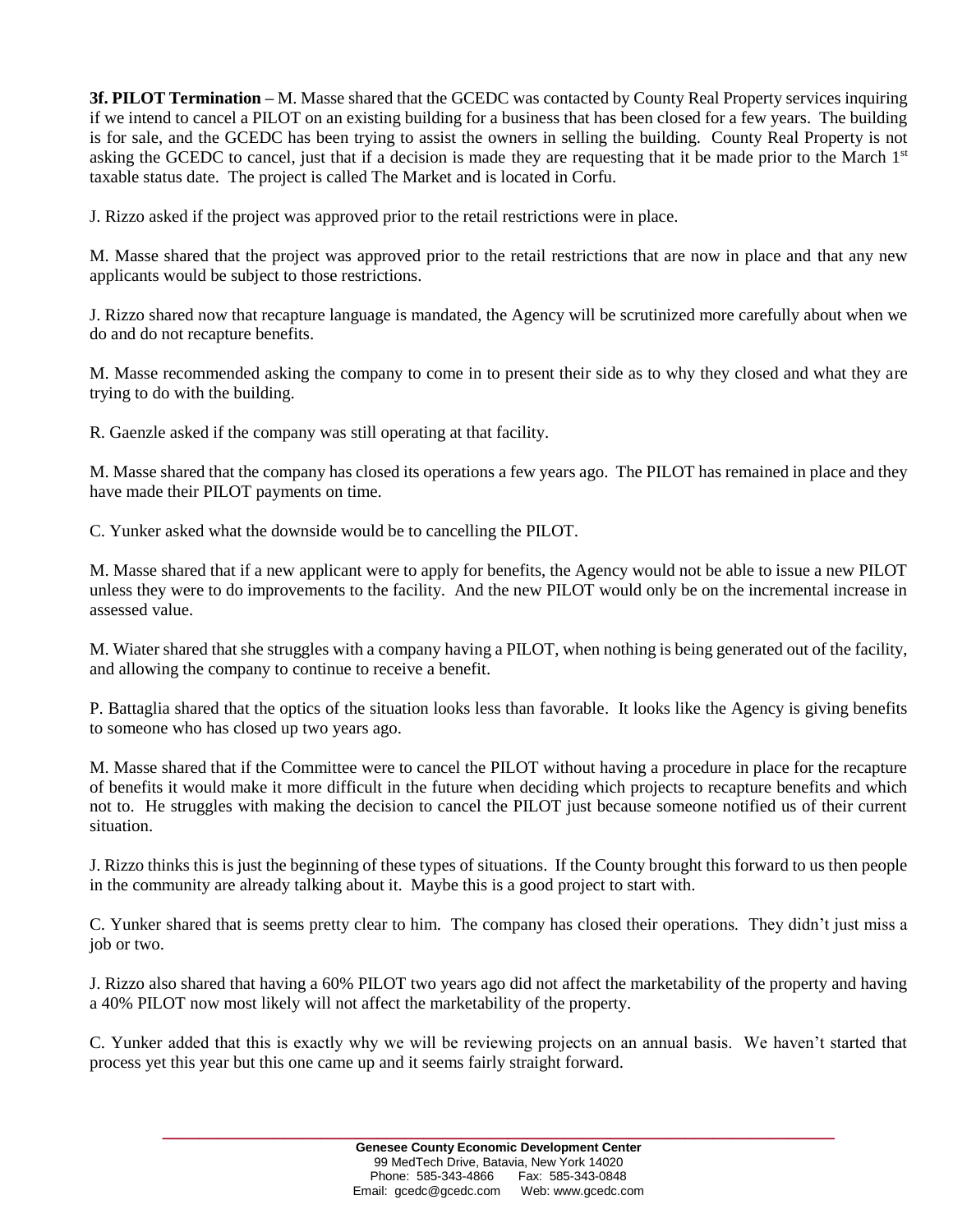**3f. PILOT Termination –** M. Masse shared that the GCEDC was contacted by County Real Property services inquiring if we intend to cancel a PILOT on an existing building for a business that has been closed for a few years. The building is for sale, and the GCEDC has been trying to assist the owners in selling the building. County Real Property is not asking the GCEDC to cancel, just that if a decision is made they are requesting that it be made prior to the March 1st taxable status date. The project is called The Market and is located in Corfu.

J. Rizzo asked if the project was approved prior to the retail restrictions were in place.

M. Masse shared that the project was approved prior to the retail restrictions that are now in place and that any new applicants would be subject to those restrictions.

J. Rizzo shared now that recapture language is mandated, the Agency will be scrutinized more carefully about when we do and do not recapture benefits.

M. Masse recommended asking the company to come in to present their side as to why they closed and what they are trying to do with the building.

R. Gaenzle asked if the company was still operating at that facility.

M. Masse shared that the company has closed its operations a few years ago. The PILOT has remained in place and they have made their PILOT payments on time.

C. Yunker asked what the downside would be to cancelling the PILOT.

M. Masse shared that if a new applicant were to apply for benefits, the Agency would not be able to issue a new PILOT unless they were to do improvements to the facility. And the new PILOT would only be on the incremental increase in assessed value.

M. Wiater shared that she struggles with a company having a PILOT, when nothing is being generated out of the facility, and allowing the company to continue to receive a benefit.

P. Battaglia shared that the optics of the situation looks less than favorable. It looks like the Agency is giving benefits to someone who has closed up two years ago.

M. Masse shared that if the Committee were to cancel the PILOT without having a procedure in place for the recapture of benefits it would make it more difficult in the future when deciding which projects to recapture benefits and which not to. He struggles with making the decision to cancel the PILOT just because someone notified us of their current situation.

J. Rizzo thinks this is just the beginning of these types of situations. If the County brought this forward to us then people in the community are already talking about it. Maybe this is a good project to start with.

C. Yunker shared that is seems pretty clear to him. The company has closed their operations. They didn't just miss a job or two.

J. Rizzo also shared that having a 60% PILOT two years ago did not affect the marketability of the property and having a 40% PILOT now most likely will not affect the marketability of the property.

C. Yunker added that this is exactly why we will be reviewing projects on an annual basis. We haven't started that process yet this year but this one came up and it seems fairly straight forward.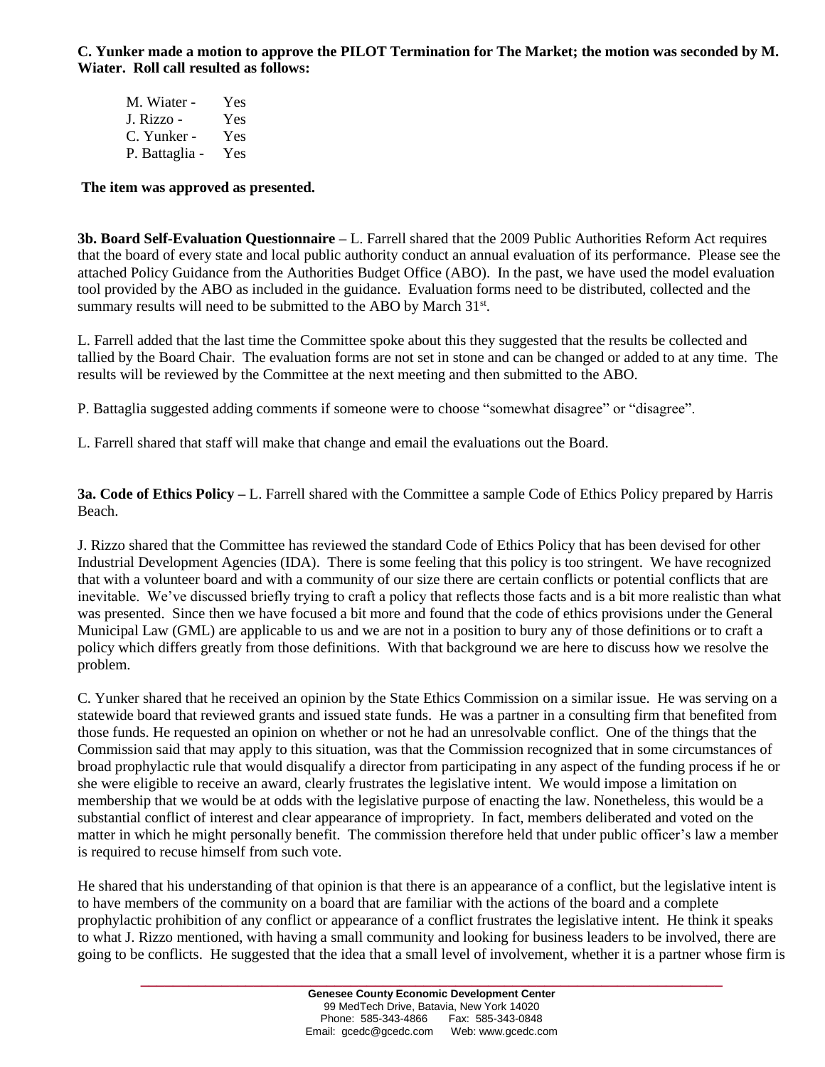**C. Yunker made a motion to approve the PILOT Termination for The Market; the motion was seconded by M. Wiater. Roll call resulted as follows:**

M. Wiater - Yes
J. Rizzo - Yes
C. Yunker - Yes
P. Battaglia - Yes

**The item was approved as presented.**

**3b. Board Self-Evaluation Questionnaire –** L. Farrell shared that the 2009 Public Authorities Reform Act requires that the board of every state and local public authority conduct an annual evaluation of its performance. Please see the attached Policy Guidance from the Authorities Budget Office (ABO). In the past, we have used the model evaluation tool provided by the ABO as included in the guidance. Evaluation forms need to be distributed, collected and the summary results will need to be submitted to the ABO by March 31st.

L. Farrell added that the last time the Committee spoke about this they suggested that the results be collected and tallied by the Board Chair. The evaluation forms are not set in stone and can be changed or added to at any time. The results will be reviewed by the Committee at the next meeting and then submitted to the ABO.

P. Battaglia suggested adding comments if someone were to choose "somewhat disagree" or "disagree".

L. Farrell shared that staff will make that change and email the evaluations out the Board.

**3a. Code of Ethics Policy –** L. Farrell shared with the Committee a sample Code of Ethics Policy prepared by Harris Beach.

J. Rizzo shared that the Committee has reviewed the standard Code of Ethics Policy that has been devised for other Industrial Development Agencies (IDA). There is some feeling that this policy is too stringent. We have recognized that with a volunteer board and with a community of our size there are certain conflicts or potential conflicts that are inevitable. We've discussed briefly trying to craft a policy that reflects those facts and is a bit more realistic than what was presented. Since then we have focused a bit more and found that the code of ethics provisions under the General Municipal Law (GML) are applicable to us and we are not in a position to bury any of those definitions or to craft a policy which differs greatly from those definitions. With that background we are here to discuss how we resolve the problem.

C. Yunker shared that he received an opinion by the State Ethics Commission on a similar issue. He was serving on a statewide board that reviewed grants and issued state funds. He was a partner in a consulting firm that benefited from those funds. He requested an opinion on whether or not he had an unresolvable conflict. One of the things that the Commission said that may apply to this situation, was that the Commission recognized that in some circumstances of broad prophylactic rule that would disqualify a director from participating in any aspect of the funding process if he or she were eligible to receive an award, clearly frustrates the legislative intent. We would impose a limitation on membership that we would be at odds with the legislative purpose of enacting the law. Nonetheless, this would be a substantial conflict of interest and clear appearance of impropriety. In fact, members deliberated and voted on the matter in which he might personally benefit. The commission therefore held that under public officer's law a member is required to recuse himself from such vote.

He shared that his understanding of that opinion is that there is an appearance of a conflict, but the legislative intent is to have members of the community on a board that are familiar with the actions of the board and a complete prophylactic prohibition of any conflict or appearance of a conflict frustrates the legislative intent. He think it speaks to what J. Rizzo mentioned, with having a small community and looking for business leaders to be involved, there are going to be conflicts. He suggested that the idea that a small level of involvement, whether it is a partner whose firm is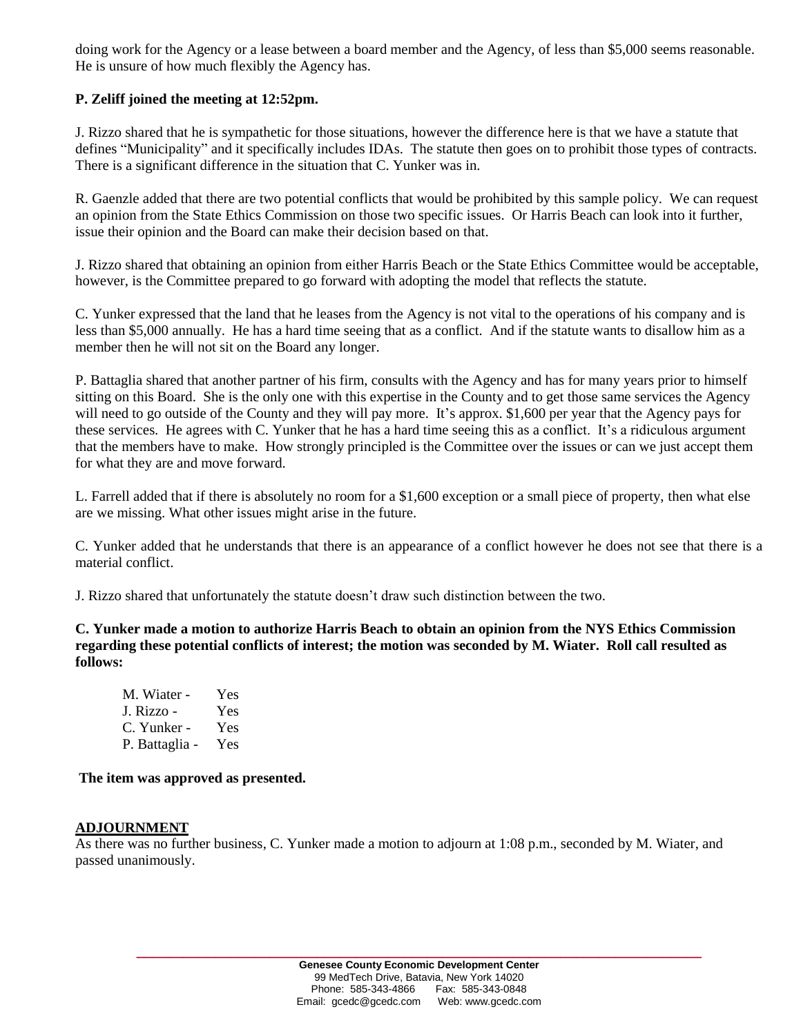doing work for the Agency or a lease between a board member and the Agency, of less than $5,000 seems reasonable. He is unsure of how much flexibly the Agency has.

**P. Zeliff joined the meeting at 12:52pm.**

J. Rizzo shared that he is sympathetic for those situations, however the difference here is that we have a statute that defines "Municipality" and it specifically includes IDAs. The statute then goes on to prohibit those types of contracts. There is a significant difference in the situation that C. Yunker was in.

R. Gaenzle added that there are two potential conflicts that would be prohibited by this sample policy. We can request an opinion from the State Ethics Commission on those two specific issues. Or Harris Beach can look into it further, issue their opinion and the Board can make their decision based on that.

J. Rizzo shared that obtaining an opinion from either Harris Beach or the State Ethics Committee would be acceptable, however, is the Committee prepared to go forward with adopting the model that reflects the statute.

C. Yunker expressed that the land that he leases from the Agency is not vital to the operations of his company and is less than $5,000 annually. He has a hard time seeing that as a conflict. And if the statute wants to disallow him as a member then he will not sit on the Board any longer.

P. Battaglia shared that another partner of his firm, consults with the Agency and has for many years prior to himself sitting on this Board. She is the only one with this expertise in the County and to get those same services the Agency will need to go outside of the County and they will pay more. It's approx. $1,600 per year that the Agency pays for these services. He agrees with C. Yunker that he has a hard time seeing this as a conflict. It's a ridiculous argument that the members have to make. How strongly principled is the Committee over the issues or can we just accept them for what they are and move forward.

L. Farrell added that if there is absolutely no room for a $1,600 exception or a small piece of property, then what else are we missing. What other issues might arise in the future.

C. Yunker added that he understands that there is an appearance of a conflict however he does not see that there is a material conflict.

J. Rizzo shared that unfortunately the statute doesn't draw such distinction between the two.

**C. Yunker made a motion to authorize Harris Beach to obtain an opinion from the NYS Ethics Commission regarding these potential conflicts of interest; the motion was seconded by M. Wiater. Roll call resulted as follows:**

M. Wiater - Yes
J. Rizzo - Yes
C. Yunker - Yes
P. Battaglia - Yes

**The item was approved as presented.**

## ADJOURNMENT

As there was no further business, C. Yunker made a motion to adjourn at 1:08 p.m., seconded by M. Wiater, and passed unanimously.